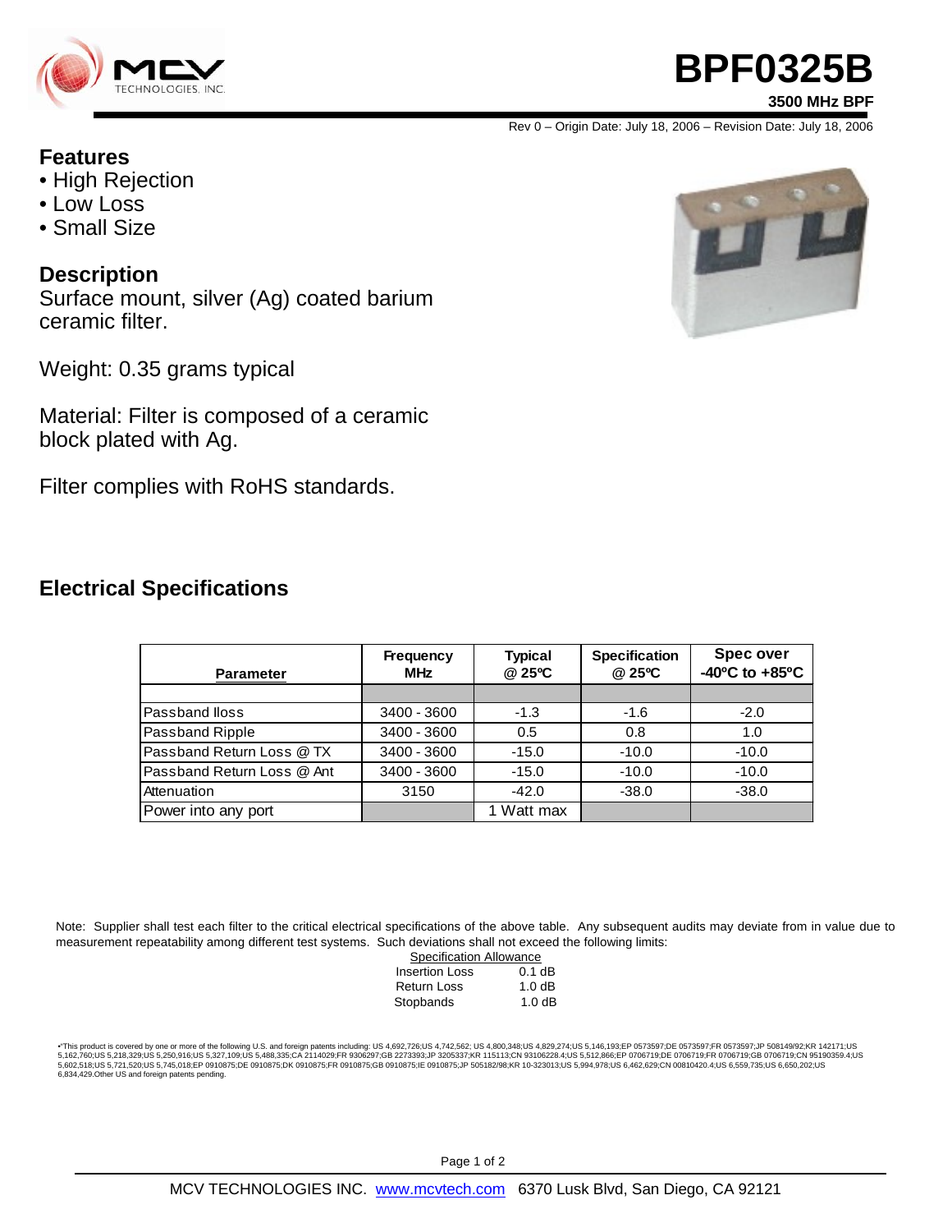# BPF0325B

**3500 MHz BPF**

Rev 0 – Origin Date: July 18, 2006 – Revision Date: July 18, 2006

## Features

- High Rejection
- Low Loss
- Small Size

## Description

Surface mount, silver (Ag) coated barium ceramic filter.

Weight: 0.35 grams typical

Material: Filter is composed of a ceramic block plated with Ag.

Filter complies with RoHS standards.

## Electrical Specifications

| Parameter | Frequency MHz | Typical @ 25ºC | Specification @ 25ºC | Spec over -40ºC to +85ºC |
|---|---|---|---|---|
| | | | | |
| Passband lloss | 3400 - 3600 | -1.3 | -1.6 | -2.0 |
| Passband Ripple | 3400 - 3600 | 0.5 | 0.8 | 1.0 |
| Passband Return Loss @ TX | 3400 - 3600 | -15.0 | -10.0 | -10.0 |
| Passband Return Loss @ Ant | 3400 - 3600 | -15.0 | -10.0 | -10.0 |
| Attenuation | 3150 | -42.0 | -38.0 | -38.0 |
| Power into any port | | 1 Watt max | | |

Note: Supplier shall test each filter to the critical electrical specifications of the above table. Any subsequent audits may deviate from in value due to measurement repeatability among different test systems. Such deviations shall not exceed the following limits:

| Specification Allowance | |
|---|---|
| Insertion Loss | 0.1 dB |
| Return Loss | 1.0 dB |
| Stopbands | 1.0 dB |

•This product is covered by one or more of the following U.S. and foreign patents including: US 4,692,726;US 4,742,562; US 4,800,348;US 4,829,274;US 5,146,193;EP 0573597;DE 0573597;FR 0573597;JP 508149/92;KR 142171;US 5,162,760;US 5,218,329;US 5,250,916;US 5,327,109;US 5,488,335;CA 2114029;FR 9306297;GB 2273393;JP 3205337;KR 115113;CN 93106228.4;US 5,512,866;EP 0706719;DE 0706719;FR 0706719;GB 0706719;CN 95190359.4;US 5,602,518;US 5,721,520;US 5,745,018;EP 0910875;DE 0910875;DK 0910875;FR 0910875;GB 0910875;IE 0910875;JP 505182/98;KR 10-323013;US 5,994,978;US 6,462,629;CN 00810420.4;US 6,559,735;US 6,650,202;US 6,834,429.Other US and foreign patents pending.

MCV TECHNOLOGIES INC. www.mcvtech.com 6370 Lusk Blvd, San Diego, CA 92121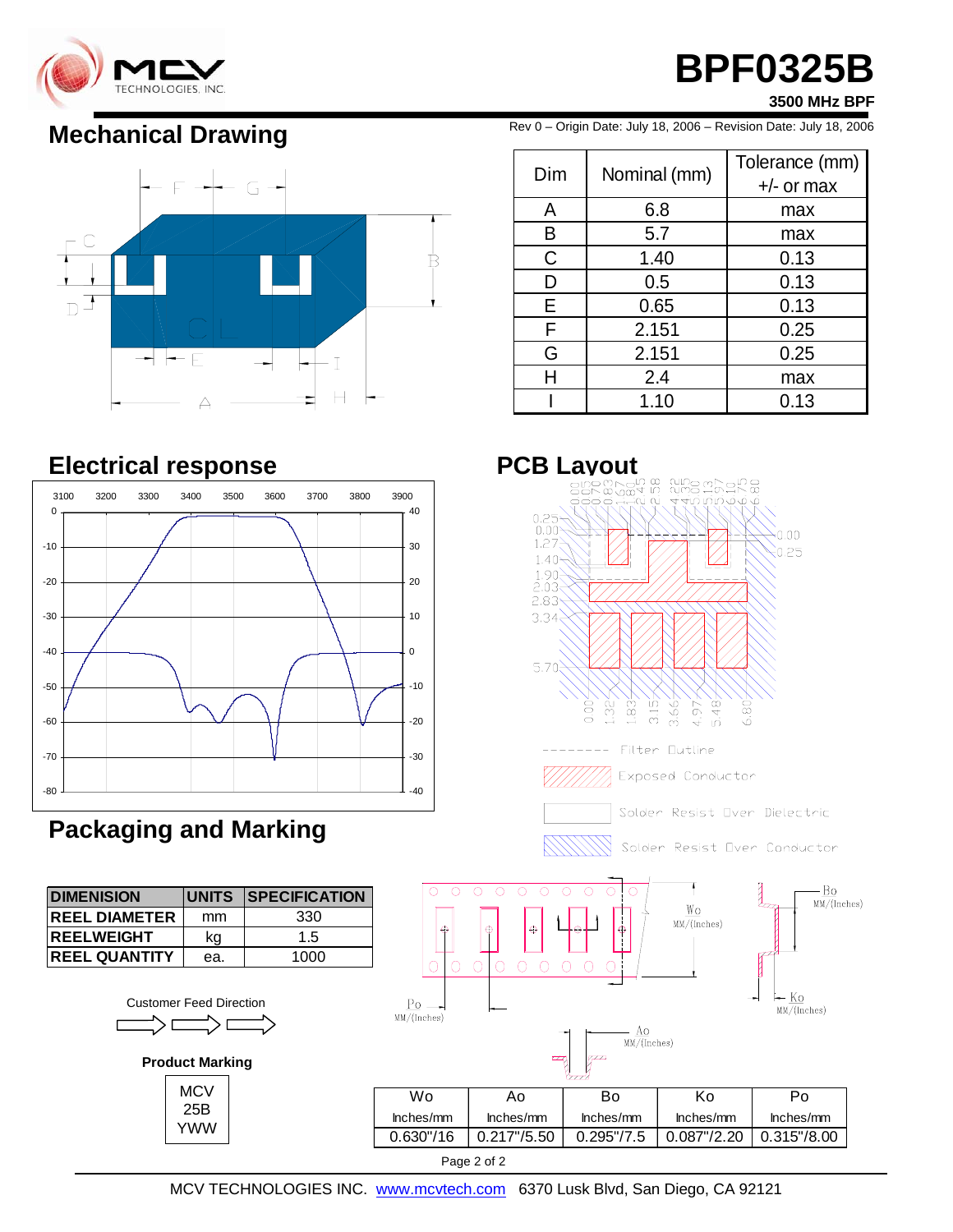# BPF0325B

**3500 MHz BPF**

Rev 0 – Origin Date: July 18, 2006 – Revision Date: July 18, 2006

## Mechanical Drawing

F G C B D E I A H

| Dim | Nominal (mm) | Tolerance (mm) +/- or max |
|---|---|---|
| A | 6.8 | max |
| B | 5.7 | max |
| C | 1.40 | 0.13 |
| D | 0.5 | 0.13 |
| E | 0.65 | 0.13 |
| F | 2.151 | 0.25 |
| G | 2.151 | 0.25 |
| H | 2.4 | max |
| I | 1.10 | 0.13 |

## Electrical response

3100 3200 3300 3400 3500 3600 3700 3800 3900

0 -10 -20 -30 -40 -50 -60 -70 -80

40 30 20 10 0 -10 -20 -30 -40

## PCB Layout

0.00 0.05 0.76 0.83 1.57 1.80 2.45 2.58 4.22 4.35 5.00 5.13 5.97 6.10 6.75 6.80

0.25 0.00 1.27 1.40 1.90 2.03 2.83 3.34 5.70

0.00 0.25

0.00 1.32 1.83 3.15 3.66 4.97 5.48 6.80

Filter Outline

Exposed Conductor

Solder Resist Over Dielectric

Solder Resist Over Conductor

## Packaging and Marking

| DIMENSION | UNITS | SPECIFICATION |
|---|---|---|
| REEL DIAMETER | mm | 330 |
| REELWEIGHT | kg | 1.5 |
| REEL QUANTITY | ea. | 1000 |

Customer Feed Direction

**Product Marking**

MCV
25B
YWW

Wo MM/(Inches)

Bo MM/(Inches)

Ko MM/(Inches)

Po MM/(Inches)

Ao MM/(Inches)

| Wo | Ao | Bo | Ko | Po |
|---|---|---|---|---|
| Inches/mm | Inches/mm | Inches/mm | Inches/mm | Inches/mm |
| 0.630"/16 | 0.217"/5.50 | 0.295"/7.5 | 0.087"/2.20 | 0.315"/8.00 |

MCV TECHNOLOGIES INC. www.mcvtech.com 6370 Lusk Blvd, San Diego, CA 92121